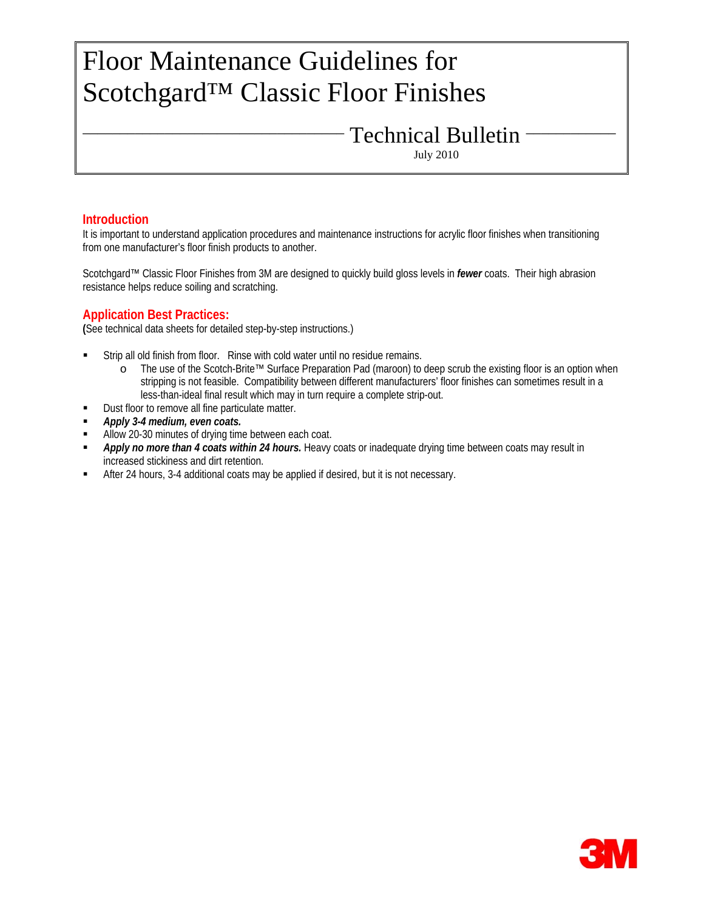# Floor Maintenance Guidelines for Scotchgard™ Classic Floor Finishes

## Technical Bulletin

July 2010

## Introduction

It is important to understand application procedures and maintenance instructions for acrylic floor finishes when transitioning from one manufacturer's floor finish products to another.

Scotchgard™ Classic Floor Finishes from 3M are designed to quickly build gloss levels in ***fewer*** coats. Their high abrasion resistance helps reduce soiling and scratching.

## Application Best Practices:

(See technical data sheets for detailed step-by-step instructions.)

- Strip all old finish from floor. Rinse with cold water until no residue remains.
  - The use of the Scotch-Brite™ Surface Preparation Pad (maroon) to deep scrub the existing floor is an option when stripping is not feasible. Compatibility between different manufacturers' floor finishes can sometimes result in a less-than-ideal final result which may in turn require a complete strip-out.
- Dust floor to remove all fine particulate matter.
- ***Apply 3-4 medium, even coats.***
- Allow 20-30 minutes of drying time between each coat.
- ***Apply no more than 4 coats within 24 hours.*** Heavy coats or inadequate drying time between coats may result in increased stickiness and dirt retention.
- After 24 hours, 3-4 additional coats may be applied if desired, but it is not necessary.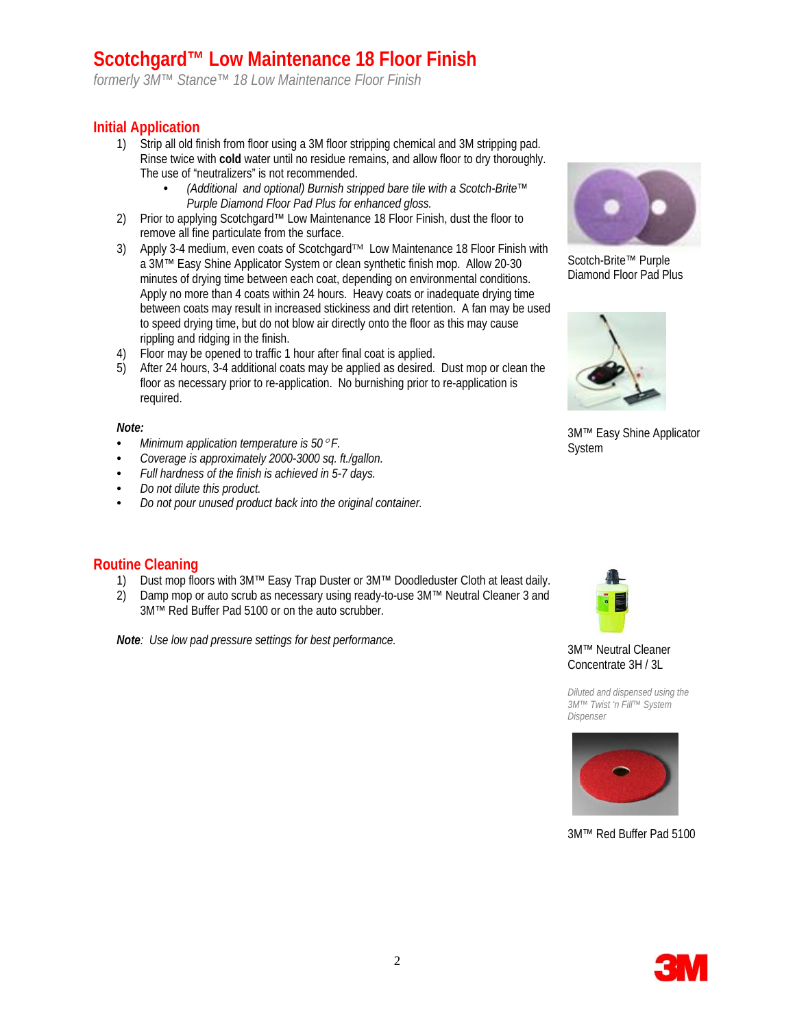# Scotchgard™ Low Maintenance 18 Floor Finish

*formerly 3M™ Stance™ 18 Low Maintenance Floor Finish*

## Initial Application

1) Strip all old finish from floor using a 3M floor stripping chemical and 3M stripping pad. Rinse twice with **cold** water until no residue remains, and allow floor to dry thoroughly. The use of "neutralizers" is not recommended.
   - *(Additional and optional) Burnish stripped bare tile with a Scotch-Brite™ Purple Diamond Floor Pad Plus for enhanced gloss.*
2) Prior to applying Scotchgard™ Low Maintenance 18 Floor Finish, dust the floor to remove all fine particulate from the surface.
3) Apply 3-4 medium, even coats of Scotchgard™ Low Maintenance 18 Floor Finish with a 3M™ Easy Shine Applicator System or clean synthetic finish mop. Allow 20-30 minutes of drying time between each coat, depending on environmental conditions. Apply no more than 4 coats within 24 hours. Heavy coats or inadequate drying time between coats may result in increased stickiness and dirt retention. A fan may be used to speed drying time, but do not blow air directly onto the floor as this may cause rippling and ridging in the finish.
4) Floor may be opened to traffic 1 hour after final coat is applied.
5) After 24 hours, 3-4 additional coats may be applied as desired. Dust mop or clean the floor as necessary prior to re-application. No burnishing prior to re-application is required.

***Note:***

- *Minimum application temperature is 50°F.*
- *Coverage is approximately 2000-3000 sq. ft./gallon.*
- *Full hardness of the finish is achieved in 5-7 days.*
- *Do not dilute this product.*
- *Do not pour unused product back into the original container.*

Scotch-Brite™ Purple Diamond Floor Pad Plus

3M™ Easy Shine Applicator System

## Routine Cleaning

1) Dust mop floors with 3M™ Easy Trap Duster or 3M™ Doodleduster Cloth at least daily.
2) Damp mop or auto scrub as necessary using ready-to-use 3M™ Neutral Cleaner 3 and 3M™ Red Buffer Pad 5100 or on the auto scrubber.

***Note**: Use low pad pressure settings for best performance.*

3M™ Neutral Cleaner Concentrate 3H / 3L

*Diluted and dispensed using the 3M™ Twist 'n Fill™ System Dispenser*

3M™ Red Buffer Pad 5100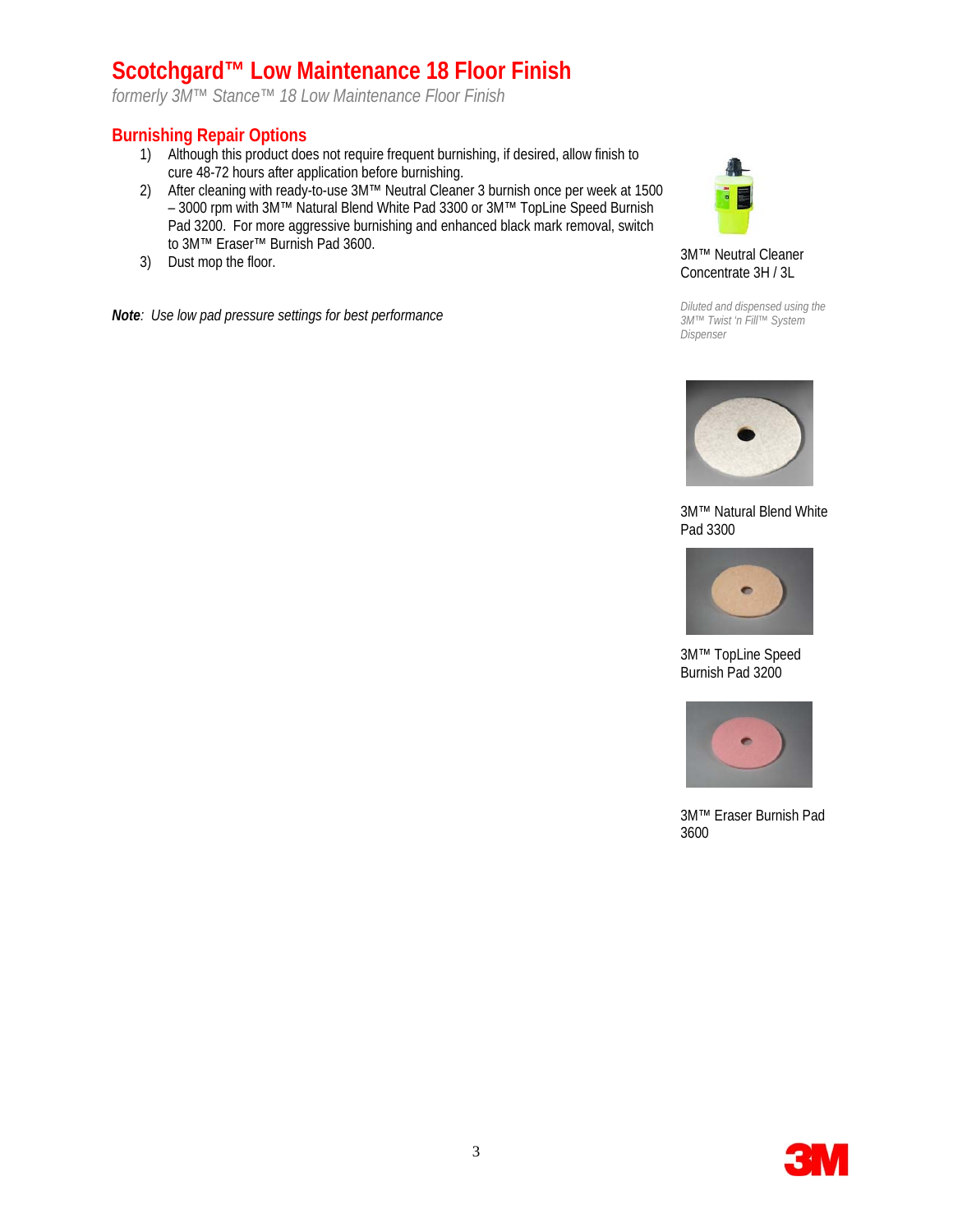# Scotchgard™ Low Maintenance 18 Floor Finish

*formerly 3M™ Stance™ 18 Low Maintenance Floor Finish*

## Burnishing Repair Options

1) Although this product does not require frequent burnishing, if desired, allow finish to cure 48-72 hours after application before burnishing.
2) After cleaning with ready-to-use 3M™ Neutral Cleaner 3 burnish once per week at 1500 – 3000 rpm with 3M™ Natural Blend White Pad 3300 or 3M™ TopLine Speed Burnish Pad 3200. For more aggressive burnishing and enhanced black mark removal, switch to 3M™ Eraser™ Burnish Pad 3600.
3) Dust mop the floor.

***Note**: Use low pad pressure settings for best performance*

3M™ Neutral Cleaner Concentrate 3H / 3L

*Diluted and dispensed using the 3M™ Twist 'n Fill™ System Dispenser*

3M™ Natural Blend White Pad 3300

3M™ TopLine Speed Burnish Pad 3200

3M™ Eraser Burnish Pad 3600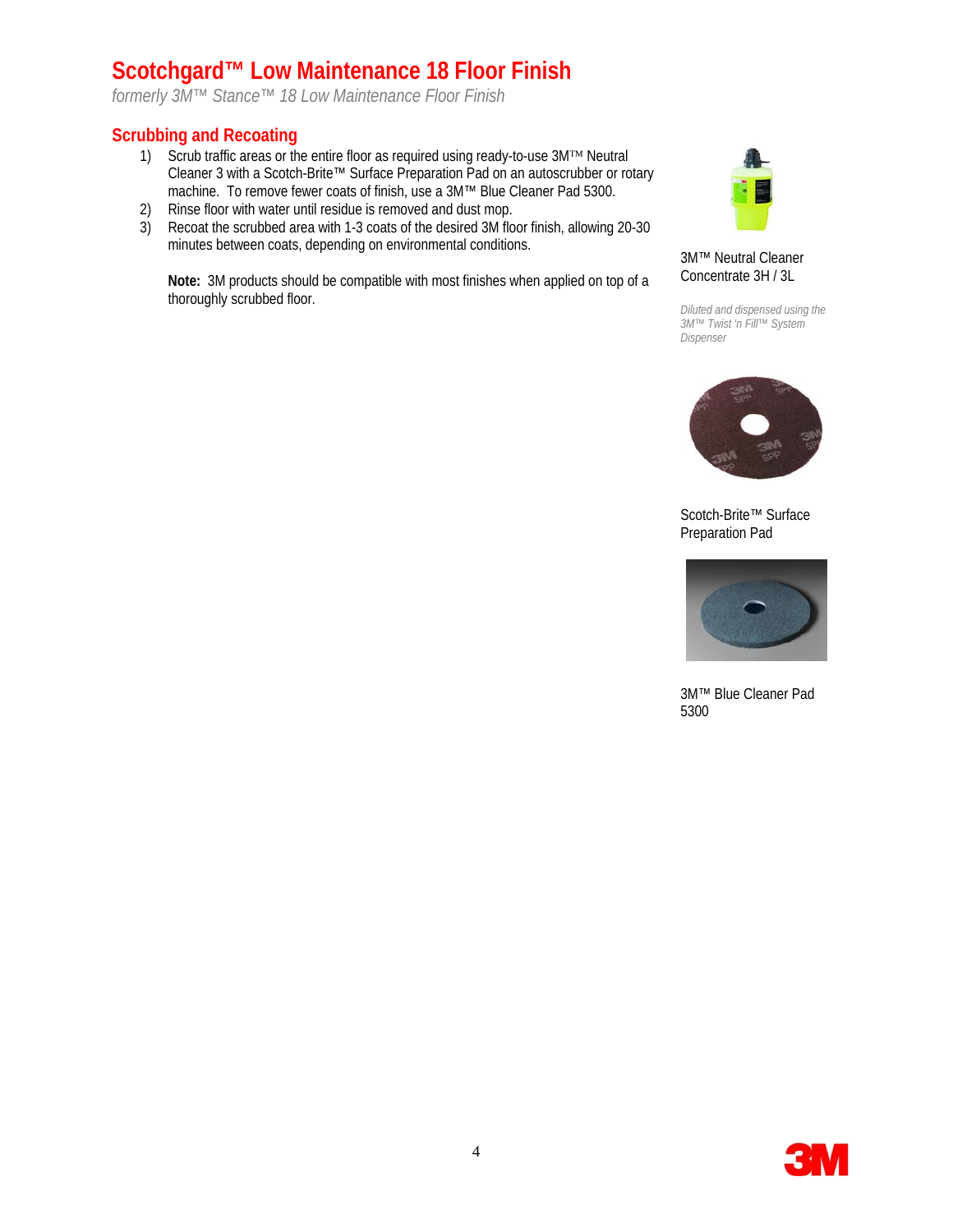# Scotchgard™ Low Maintenance 18 Floor Finish

*formerly 3M™ Stance™ 18 Low Maintenance Floor Finish*

## Scrubbing and Recoating

1) Scrub traffic areas or the entire floor as required using ready-to-use 3M™ Neutral Cleaner 3 with a Scotch-Brite™ Surface Preparation Pad on an autoscrubber or rotary machine. To remove fewer coats of finish, use a 3M™ Blue Cleaner Pad 5300.
2) Rinse floor with water until residue is removed and dust mop.
3) Recoat the scrubbed area with 1-3 coats of the desired 3M floor finish, allowing 20-30 minutes between coats, depending on environmental conditions.

**Note:** 3M products should be compatible with most finishes when applied on top of a thoroughly scrubbed floor.

3M™ Neutral Cleaner Concentrate 3H / 3L

*Diluted and dispensed using the 3M™ Twist 'n Fill™ System Dispenser*

Scotch-Brite™ Surface Preparation Pad

3M™ Blue Cleaner Pad 5300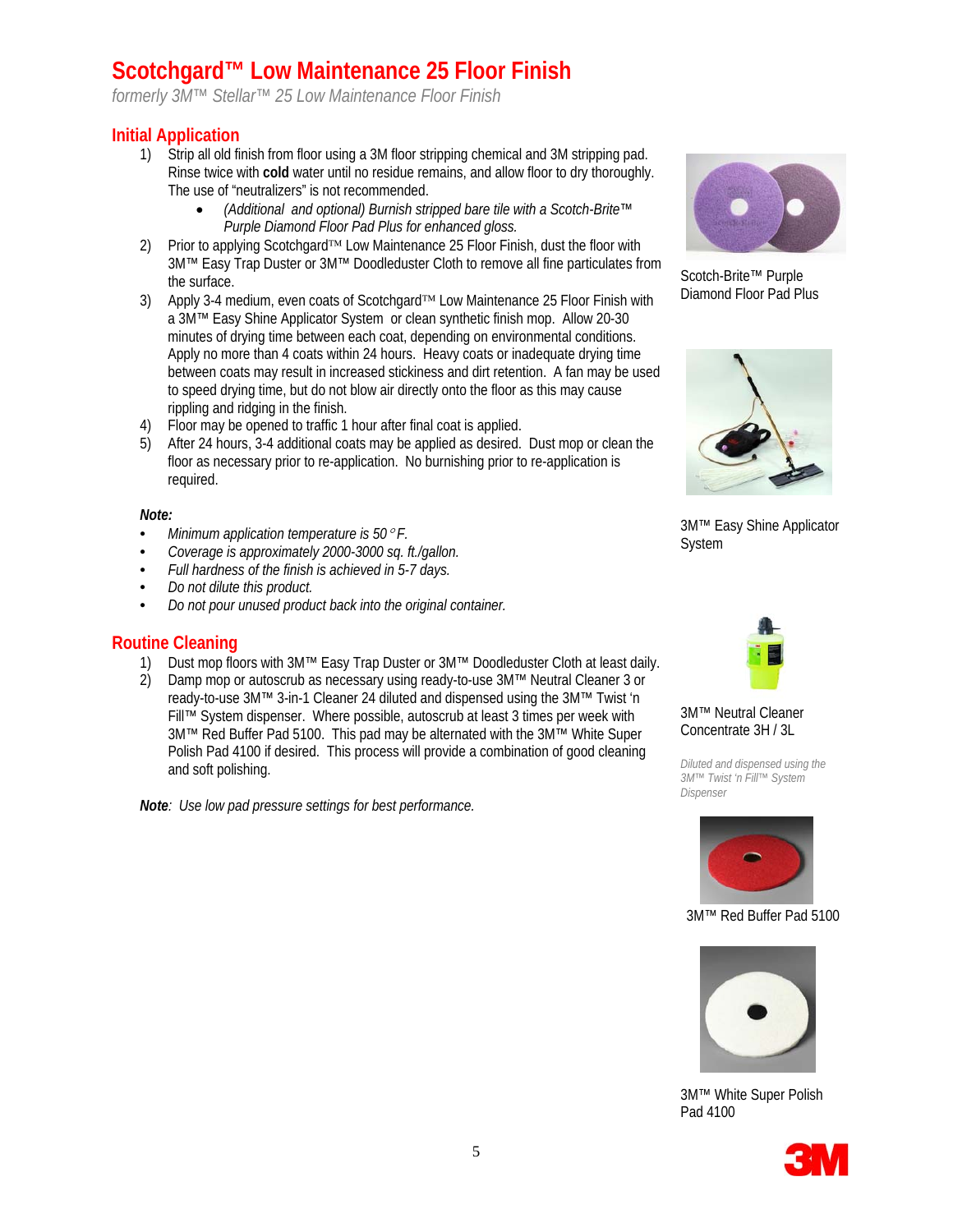# Scotchgard™ Low Maintenance 25 Floor Finish

*formerly 3M™ Stellar™ 25 Low Maintenance Floor Finish*

## Initial Application

1) Strip all old finish from floor using a 3M floor stripping chemical and 3M stripping pad. Rinse twice with **cold** water until no residue remains, and allow floor to dry thoroughly. The use of "neutralizers" is not recommended.
   - *(Additional and optional) Burnish stripped bare tile with a Scotch-Brite™ Purple Diamond Floor Pad Plus for enhanced gloss.*
2) Prior to applying Scotchgard™ Low Maintenance 25 Floor Finish, dust the floor with 3M™ Easy Trap Duster or 3M™ Doodleduster Cloth to remove all fine particulates from the surface.
3) Apply 3-4 medium, even coats of Scotchgard™ Low Maintenance 25 Floor Finish with a 3M™ Easy Shine Applicator System or clean synthetic finish mop. Allow 20-30 minutes of drying time between each coat, depending on environmental conditions. Apply no more than 4 coats within 24 hours. Heavy coats or inadequate drying time between coats may result in increased stickiness and dirt retention. A fan may be used to speed drying time, but do not blow air directly onto the floor as this may cause rippling and ridging in the finish.
4) Floor may be opened to traffic 1 hour after final coat is applied.
5) After 24 hours, 3-4 additional coats may be applied as desired. Dust mop or clean the floor as necessary prior to re-application. No burnishing prior to re-application is required.

***Note:***

- *Minimum application temperature is 50°F.*
- *Coverage is approximately 2000-3000 sq. ft./gallon.*
- *Full hardness of the finish is achieved in 5-7 days.*
- *Do not dilute this product.*
- *Do not pour unused product back into the original container.*

Scotch-Brite™ Purple Diamond Floor Pad Plus

3M™ Easy Shine Applicator System

## Routine Cleaning

1) Dust mop floors with 3M™ Easy Trap Duster or 3M™ Doodleduster Cloth at least daily.
2) Damp mop or autoscrub as necessary using ready-to-use 3M™ Neutral Cleaner 3 or ready-to-use 3M™ 3-in-1 Cleaner 24 diluted and dispensed using the 3M™ Twist 'n Fill™ System dispenser. Where possible, autoscrub at least 3 times per week with 3M™ Red Buffer Pad 5100. This pad may be alternated with the 3M™ White Super Polish Pad 4100 if desired. This process will provide a combination of good cleaning and soft polishing.

***Note**: Use low pad pressure settings for best performance.*

3M™ Neutral Cleaner Concentrate 3H / 3L

*Diluted and dispensed using the 3M™ Twist 'n Fill™ System Dispenser*

3M™ Red Buffer Pad 5100

3M™ White Super Polish Pad 4100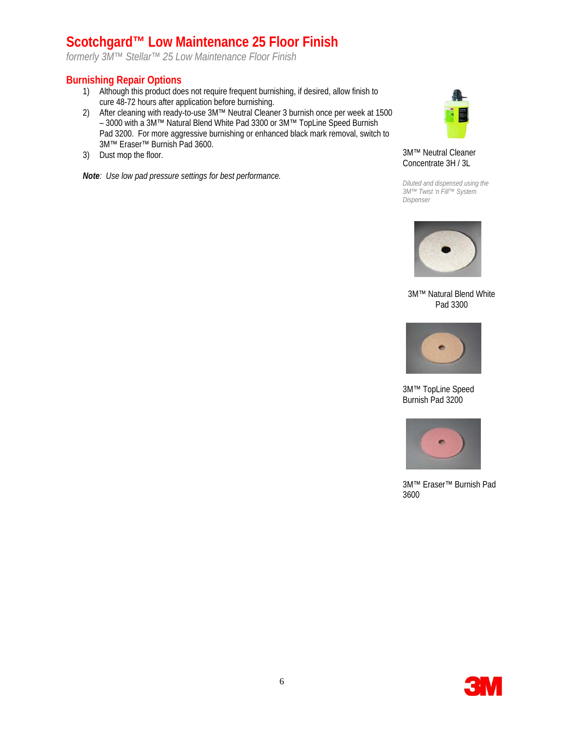# Scotchgard™ Low Maintenance 25 Floor Finish

*formerly 3M™ Stellar™ 25 Low Maintenance Floor Finish*

## Burnishing Repair Options

1) Although this product does not require frequent burnishing, if desired, allow finish to cure 48-72 hours after application before burnishing.
2) After cleaning with ready-to-use 3M™ Neutral Cleaner 3 burnish once per week at 1500 – 3000 with a 3M™ Natural Blend White Pad 3300 or 3M™ TopLine Speed Burnish Pad 3200. For more aggressive burnishing or enhanced black mark removal, switch to 3M™ Eraser™ Burnish Pad 3600.
3) Dust mop the floor.

***Note**: Use low pad pressure settings for best performance.*

3M™ Neutral Cleaner Concentrate 3H / 3L

*Diluted and dispensed using the 3M™ Twist 'n Fill™ System Dispenser*

3M™ Natural Blend White Pad 3300

3M™ TopLine Speed Burnish Pad 3200

3M™ Eraser™ Burnish Pad 3600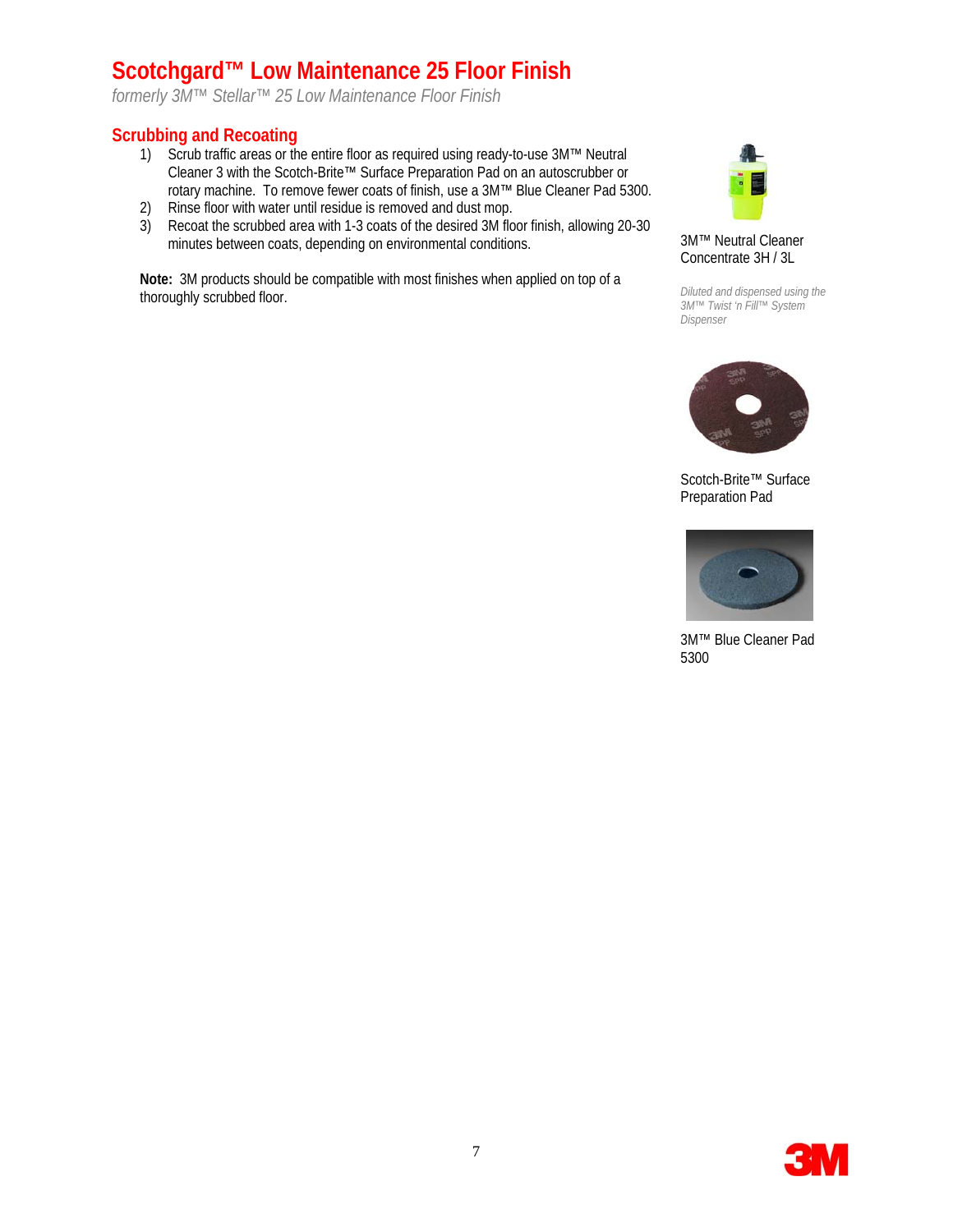# Scotchgard™ Low Maintenance 25 Floor Finish

*formerly 3M™ Stellar™ 25 Low Maintenance Floor Finish*

## Scrubbing and Recoating

1) Scrub traffic areas or the entire floor as required using ready-to-use 3M™ Neutral Cleaner 3 with the Scotch-Brite™ Surface Preparation Pad on an autoscrubber or rotary machine. To remove fewer coats of finish, use a 3M™ Blue Cleaner Pad 5300.
2) Rinse floor with water until residue is removed and dust mop.
3) Recoat the scrubbed area with 1-3 coats of the desired 3M floor finish, allowing 20-30 minutes between coats, depending on environmental conditions.

**Note:** 3M products should be compatible with most finishes when applied on top of a thoroughly scrubbed floor.

3M™ Neutral Cleaner Concentrate 3H / 3L

*Diluted and dispensed using the 3M™ Twist 'n Fill™ System Dispenser*

Scotch-Brite™ Surface Preparation Pad

3M™ Blue Cleaner Pad 5300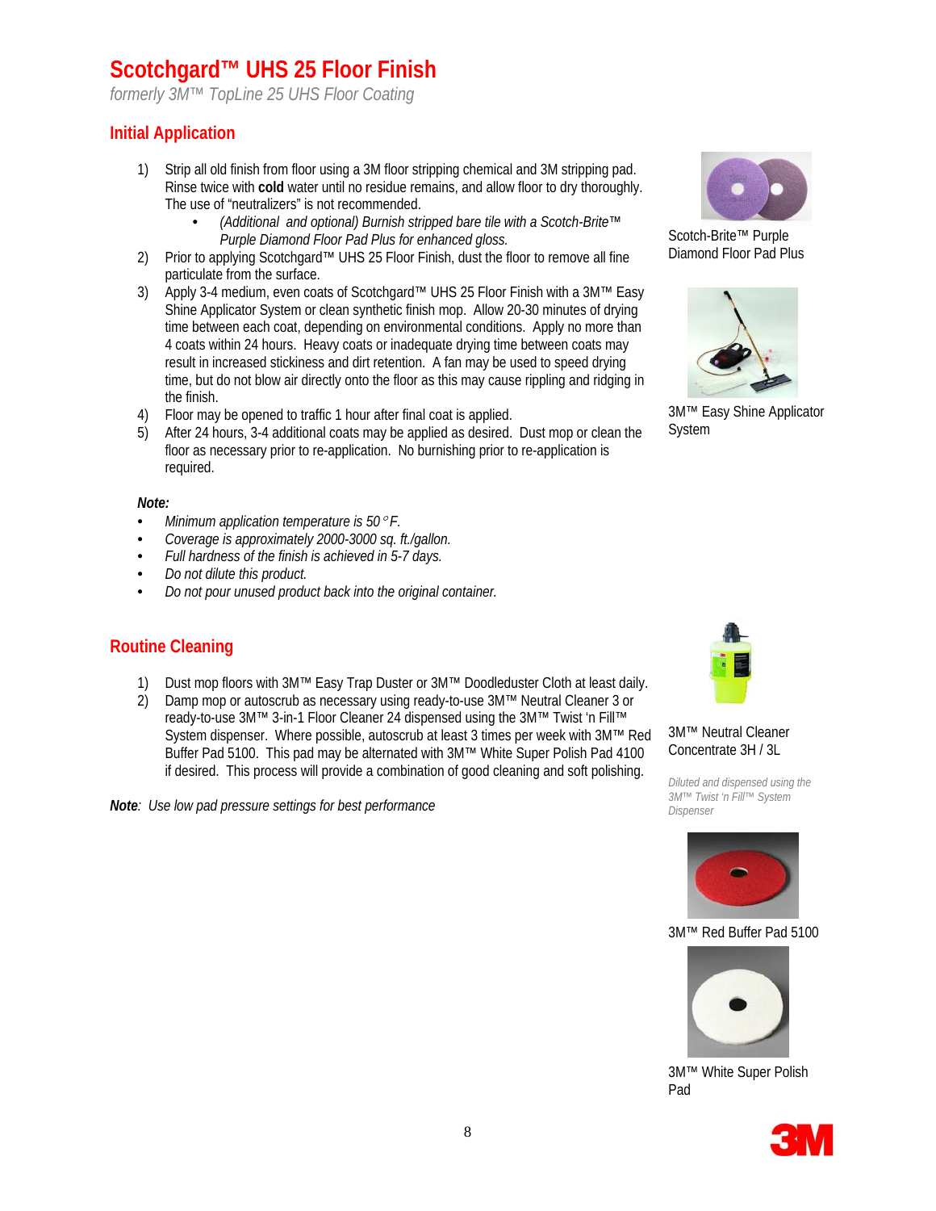# Scotchgard™ UHS 25 Floor Finish

*formerly 3M™ TopLine 25 UHS Floor Coating*

## Initial Application

1) Strip all old finish from floor using a 3M floor stripping chemical and 3M stripping pad. Rinse twice with **cold** water until no residue remains, and allow floor to dry thoroughly. The use of "neutralizers" is not recommended.
   - *(Additional and optional) Burnish stripped bare tile with a Scotch-Brite™ Purple Diamond Floor Pad Plus for enhanced gloss.*
2) Prior to applying Scotchgard™ UHS 25 Floor Finish, dust the floor to remove all fine particulate from the surface.
3) Apply 3-4 medium, even coats of Scotchgard™ UHS 25 Floor Finish with a 3M™ Easy Shine Applicator System or clean synthetic finish mop. Allow 20-30 minutes of drying time between each coat, depending on environmental conditions. Apply no more than 4 coats within 24 hours. Heavy coats or inadequate drying time between coats may result in increased stickiness and dirt retention. A fan may be used to speed drying time, but do not blow air directly onto the floor as this may cause rippling and ridging in the finish.
4) Floor may be opened to traffic 1 hour after final coat is applied.
5) After 24 hours, 3-4 additional coats may be applied as desired. Dust mop or clean the floor as necessary prior to re-application. No burnishing prior to re-application is required.

Scotch-Brite™ Purple Diamond Floor Pad Plus

3M™ Easy Shine Applicator System

***Note:***

- *Minimum application temperature is 50 °F.*
- *Coverage is approximately 2000-3000 sq. ft./gallon.*
- *Full hardness of the finish is achieved in 5-7 days.*
- *Do not dilute this product.*
- *Do not pour unused product back into the original container.*

## Routine Cleaning

1) Dust mop floors with 3M™ Easy Trap Duster or 3M™ Doodleduster Cloth at least daily.
2) Damp mop or autoscrub as necessary using ready-to-use 3M™ Neutral Cleaner 3 or ready-to-use 3M™ 3-in-1 Floor Cleaner 24 dispensed using the 3M™ Twist 'n Fill™ System dispenser. Where possible, autoscrub at least 3 times per week with 3M™ Red Buffer Pad 5100. This pad may be alternated with 3M™ White Super Polish Pad 4100 if desired. This process will provide a combination of good cleaning and soft polishing.

***Note**: Use low pad pressure settings for best performance*

3M™ Neutral Cleaner Concentrate 3H / 3L

*Diluted and dispensed using the 3M™ Twist 'n Fill™ System Dispenser*

3M™ Red Buffer Pad 5100

3M™ White Super Polish Pad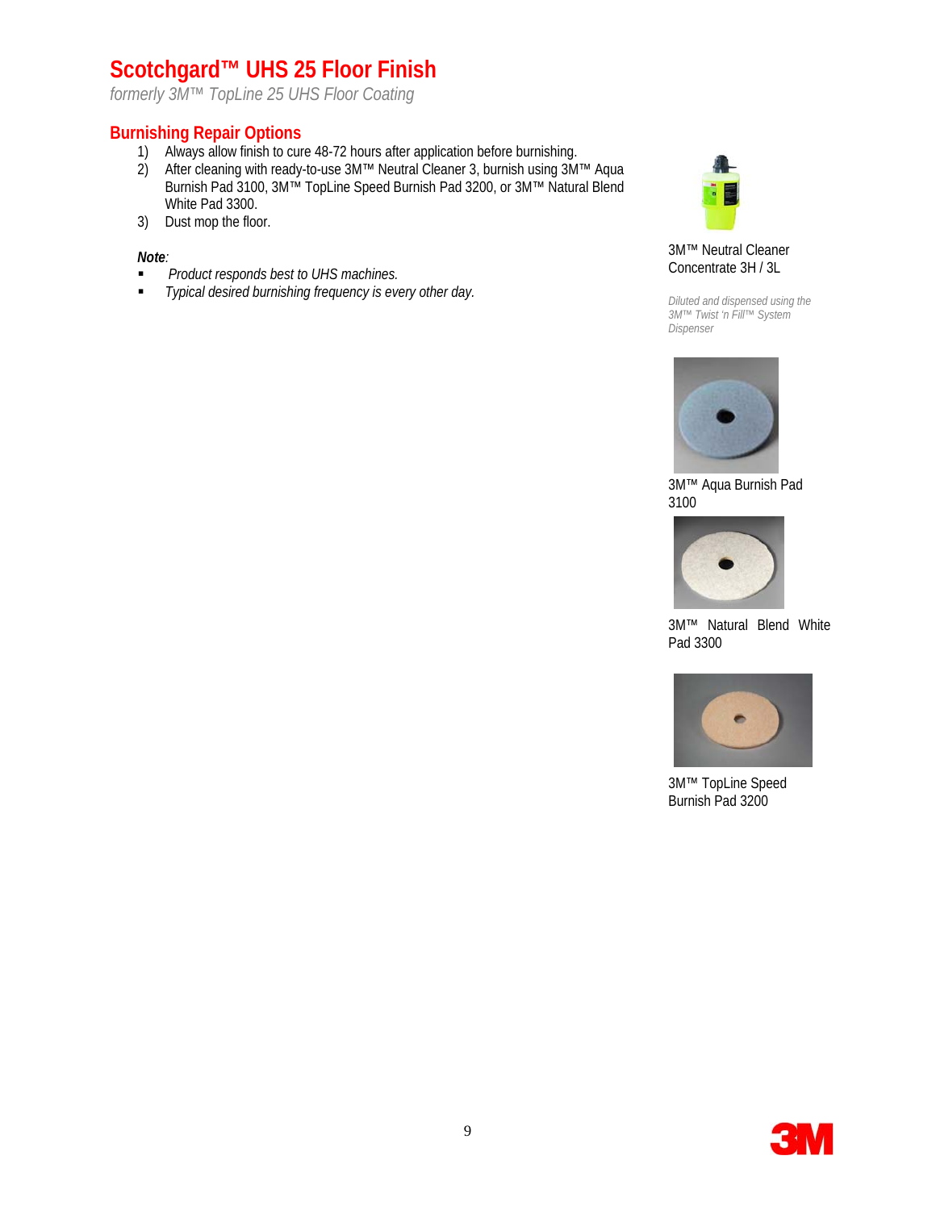# Scotchgard™ UHS 25 Floor Finish

*formerly 3M™ TopLine 25 UHS Floor Coating*

## Burnishing Repair Options

1) Always allow finish to cure 48-72 hours after application before burnishing.
2) After cleaning with ready-to-use 3M™ Neutral Cleaner 3, burnish using 3M™ Aqua Burnish Pad 3100, 3M™ TopLine Speed Burnish Pad 3200, or 3M™ Natural Blend White Pad 3300.
3) Dust mop the floor.

***Note**:*

- *Product responds best to UHS machines.*
- *Typical desired burnishing frequency is every other day.*

3M™ Neutral Cleaner Concentrate 3H / 3L

*Diluted and dispensed using the 3M™ Twist 'n Fill™ System Dispenser*

3M™ Aqua Burnish Pad 3100

3M™ Natural Blend White Pad 3300

3M™ TopLine Speed Burnish Pad 3200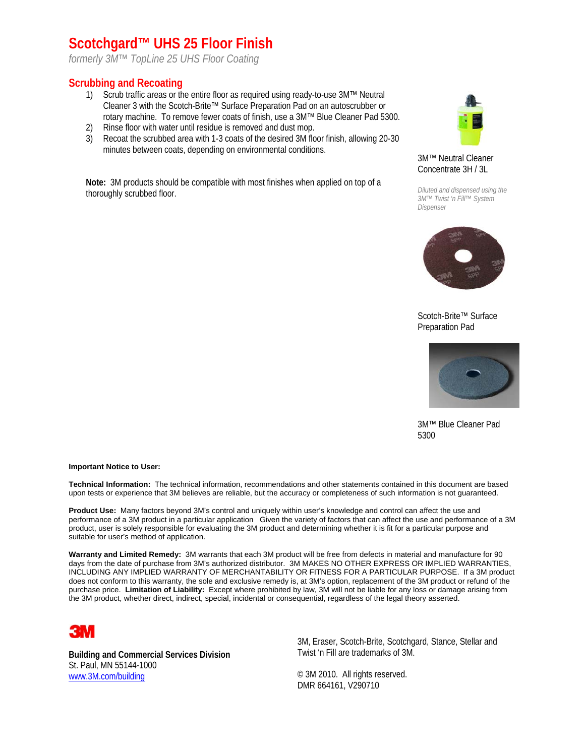# Scotchgard™ UHS 25 Floor Finish

*formerly 3M™ TopLine 25 UHS Floor Coating*

## Scrubbing and Recoating

1) Scrub traffic areas or the entire floor as required using ready-to-use 3M™ Neutral Cleaner 3 with the Scotch-Brite™ Surface Preparation Pad on an autoscrubber or rotary machine. To remove fewer coats of finish, use a 3M™ Blue Cleaner Pad 5300.
2) Rinse floor with water until residue is removed and dust mop.
3) Recoat the scrubbed area with 1-3 coats of the desired 3M floor finish, allowing 20-30 minutes between coats, depending on environmental conditions.

**Note:** 3M products should be compatible with most finishes when applied on top of a thoroughly scrubbed floor.

3M™ Neutral Cleaner Concentrate 3H / 3L

*Diluted and dispensed using the 3M™ Twist 'n Fill™ System Dispenser*

Scotch-Brite™ Surface Preparation Pad

3M™ Blue Cleaner Pad 5300

**Important Notice to User:**

**Technical Information:** The technical information, recommendations and other statements contained in this document are based upon tests or experience that 3M believes are reliable, but the accuracy or completeness of such information is not guaranteed.

**Product Use:** Many factors beyond 3M's control and uniquely within user's knowledge and control can affect the use and performance of a 3M product in a particular application Given the variety of factors that can affect the use and performance of a 3M product, user is solely responsible for evaluating the 3M product and determining whether it is fit for a particular purpose and suitable for user's method of application.

**Warranty and Limited Remedy:** 3M warrants that each 3M product will be free from defects in material and manufacture for 90 days from the date of purchase from 3M's authorized distributor. 3M MAKES NO OTHER EXPRESS OR IMPLIED WARRANTIES, INCLUDING ANY IMPLIED WARRANTY OF MERCHANTABILITY OR FITNESS FOR A PARTICULAR PURPOSE. If a 3M product does not conform to this warranty, the sole and exclusive remedy is, at 3M's option, replacement of the 3M product or refund of the purchase price. **Limitation of Liability:** Except where prohibited by law, 3M will not be liable for any loss or damage arising from the 3M product, whether direct, indirect, special, incidental or consequential, regardless of the legal theory asserted.

3M

**Building and Commercial Services Division**
St. Paul, MN 55144-1000
www.3M.com/building

3M, Eraser, Scotch-Brite, Scotchgard, Stance, Stellar and Twist 'n Fill are trademarks of 3M.

© 3M 2010. All rights reserved.
DMR 664161, V290710